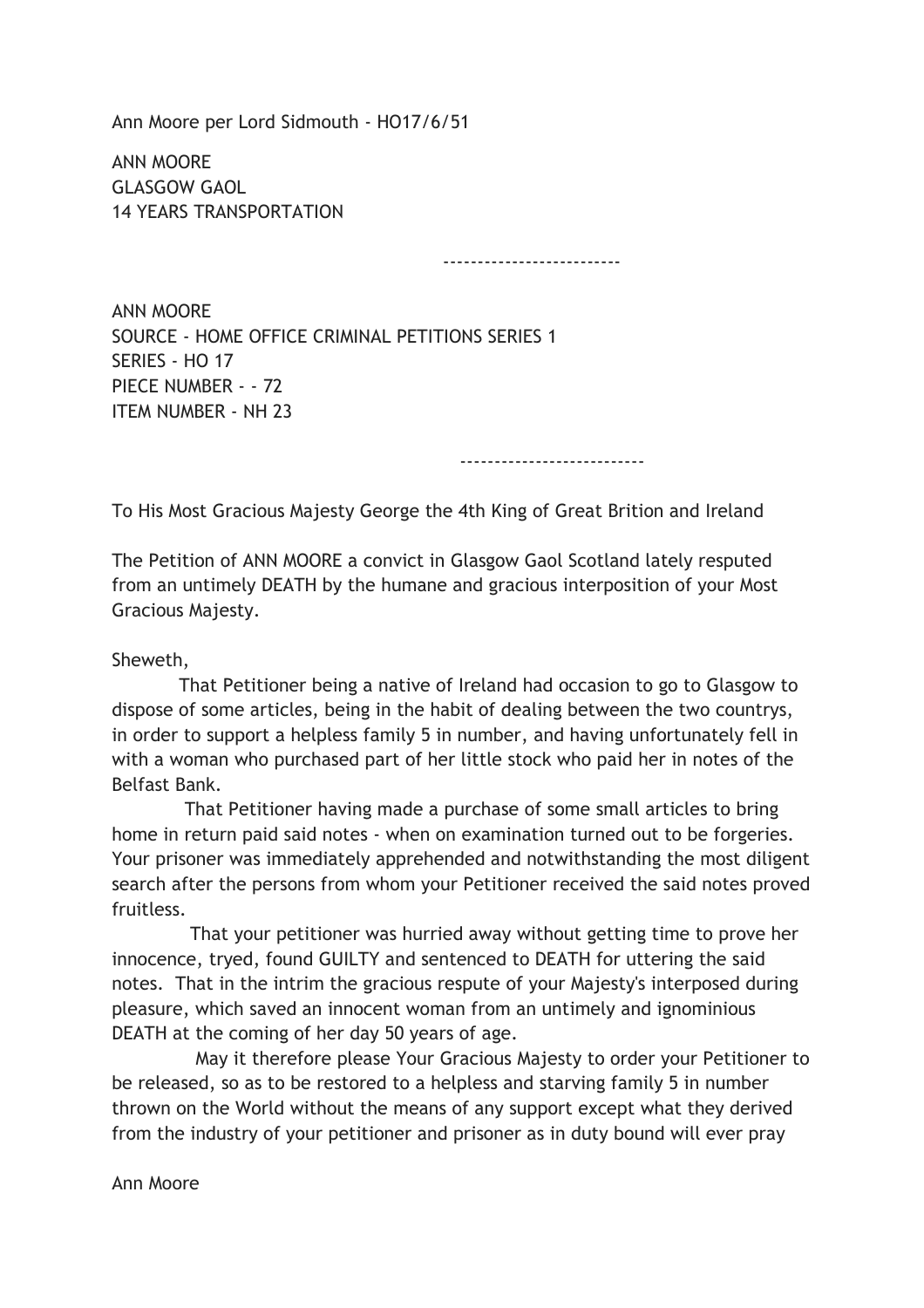Ann Moore per Lord Sidmouth - HO17/6/51

ANN MOORE
GLASGOW GAOL
14 YEARS TRANSPORTATION

-------------------------

ANN MOORE
SOURCE - HOME OFFICE CRIMINAL PETITIONS SERIES 1
SERIES - HO 17
PIECE NUMBER - - 72
ITEM NUMBER - NH 23

--------------------------

To His Most Gracious Majesty George the 4th King of Great Brition and Ireland

The Petition of ANN MOORE a convict in Glasgow Gaol Scotland lately resputed from an untimely DEATH by the humane and gracious interposition of your Most Gracious Majesty.

Sheweth,

That Petitioner being a native of Ireland had occasion to go to Glasgow to dispose of some articles, being in the habit of dealing between the two countrys, in order to support a helpless family 5 in number, and having unfortunately fell in with a woman who purchased part of her little stock who paid her in notes of the Belfast Bank.

That Petitioner having made a purchase of some small articles to bring home in return paid said notes - when on examination turned out to be forgeries. Your prisoner was immediately apprehended and notwithstanding the most diligent search after the persons from whom your Petitioner received the said notes proved fruitless.

That your petitioner was hurried away without getting time to prove her innocence, tryed, found GUILTY and sentenced to DEATH for uttering the said notes. That in the intrim the gracious respute of your Majesty's interposed during pleasure, which saved an innocent woman from an untimely and ignominious DEATH at the coming of her day 50 years of age.

May it therefore please Your Gracious Majesty to order your Petitioner to be released, so as to be restored to a helpless and starving family 5 in number thrown on the World without the means of any support except what they derived from the industry of your petitioner and prisoner as in duty bound will ever pray

Ann Moore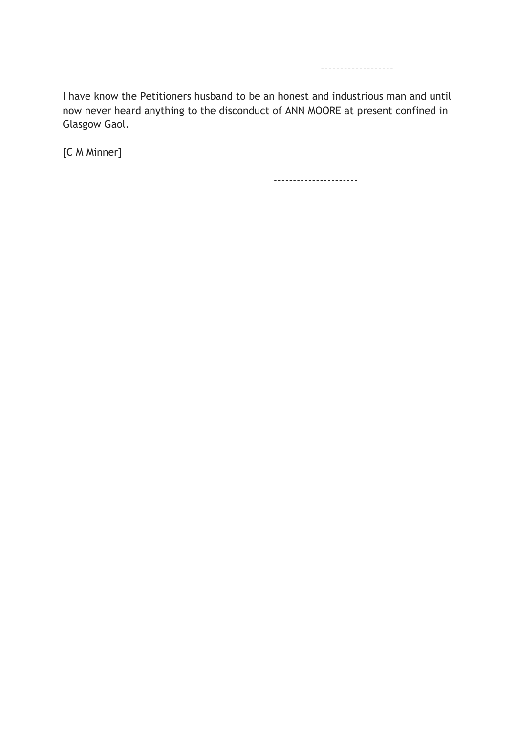-------------------

I have know the Petitioners husband to be an honest and industrious man and until now never heard anything to the disconduct of ANN MOORE at present confined in Glasgow Gaol.

[C M Minner]

---------------------